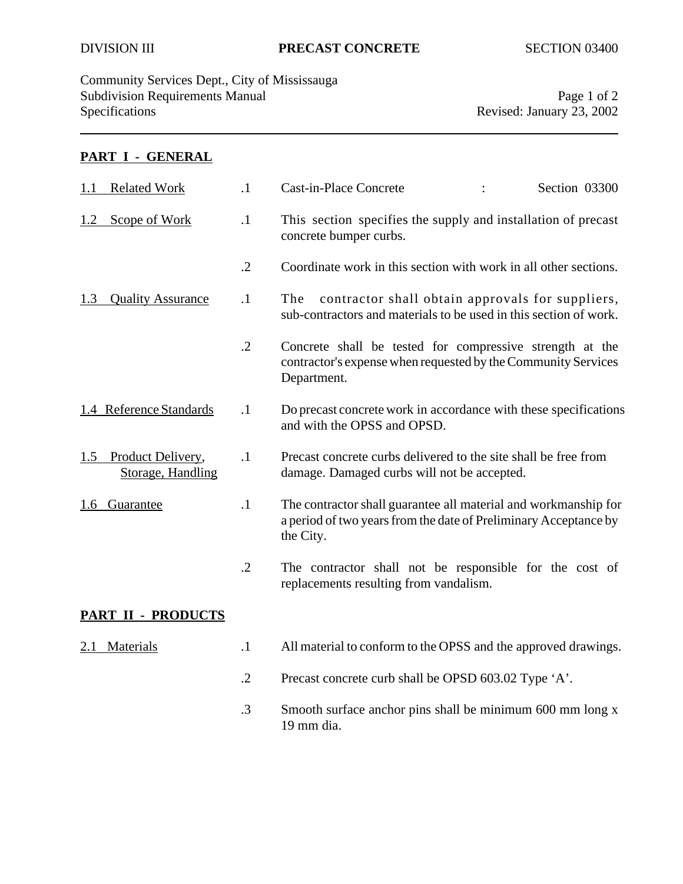DIVISION III **PRECAST CONCRETE** SECTION 03400

Community Services Dept., City of Mississauga
Subdivision Requirements Manual
Specifications
Revised: January 23, 2002

## PART I - GENERAL

**1.1 Related Work**

.1 Cast-in-Place Concrete : Section 03300

**1.2 Scope of Work**

.1 This section specifies the supply and installation of precast concrete bumper curbs.

.2 Coordinate work in this section with work in all other sections.

**1.3 Quality Assurance**

.1 The contractor shall obtain approvals for suppliers, sub-contractors and materials to be used in this section of work.

.2 Concrete shall be tested for compressive strength at the contractor's expense when requested by the Community Services Department.

**1.4 Reference Standards**

.1 Do precast concrete work in accordance with these specifications and with the OPSS and OPSD.

**1.5 Product Delivery, Storage, Handling**

.1 Precast concrete curbs delivered to the site shall be free from damage. Damaged curbs will not be accepted.

**1.6 Guarantee**

.1 The contractor shall guarantee all material and workmanship for a period of two years from the date of Preliminary Acceptance by the City.

.2 The contractor shall not be responsible for the cost of replacements resulting from vandalism.

## PART II - PRODUCTS

**2.1 Materials**

.1 All material to conform to the OPSS and the approved drawings.

.2 Precast concrete curb shall be OPSD 603.02 Type 'A'.

.3 Smooth surface anchor pins shall be minimum 600 mm long x 19 mm dia.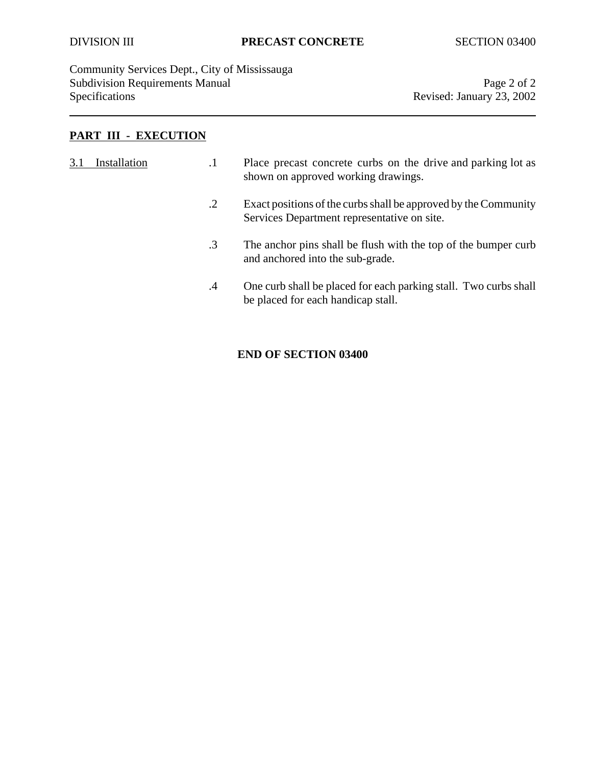## PART III - EXECUTION

3.1 Installation

.1 Place precast concrete curbs on the drive and parking lot as shown on approved working drawings.

.2 Exact positions of the curbs shall be approved by the Community Services Department representative on site.

.3 The anchor pins shall be flush with the top of the bumper curb and anchored into the sub-grade.

.4 One curb shall be placed for each parking stall. Two curbs shall be placed for each handicap stall.

**END OF SECTION 03400**